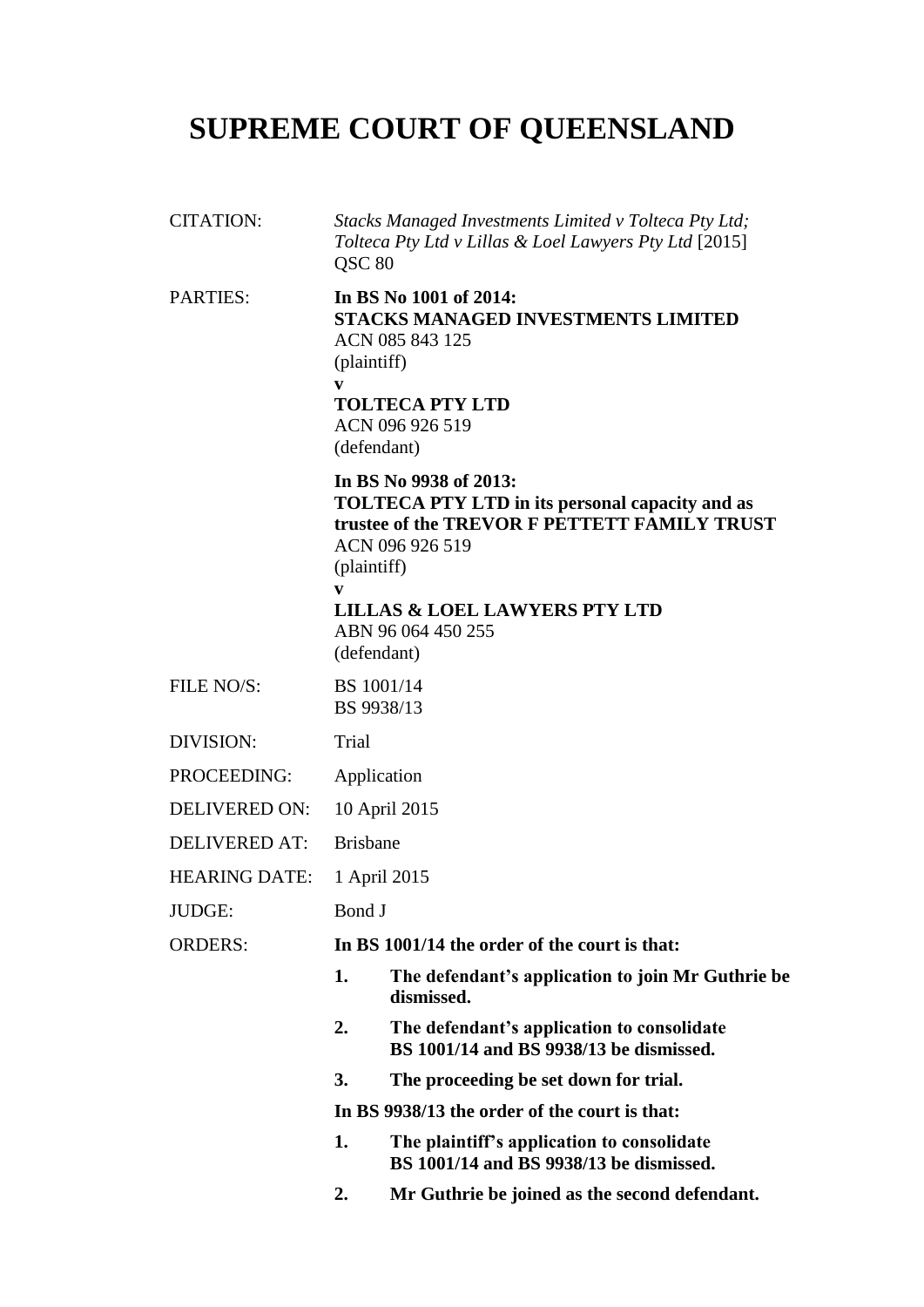# SUPREME COURT OF QUEENSLAND

CITATION: *Stacks Managed Investments Limited v Tolteca Pty Ltd; Tolteca Pty Ltd v Lillas & Loel Lawyers Pty Ltd* [2015] QSC 80

PARTIES: **In BS No 1001 of 2014:**
**STACKS MANAGED INVESTMENTS LIMITED**
ACN 085 843 125
(plaintiff)
**v**
**TOLTECA PTY LTD**
ACN 096 926 519
(defendant)

**In BS No 9938 of 2013:**
**TOLTECA PTY LTD in its personal capacity and as trustee of the TREVOR F PETTETT FAMILY TRUST**
ACN 096 926 519
(plaintiff)
**v**
**LILLAS & LOEL LAWYERS PTY LTD**
ABN 96 064 450 255
(defendant)

FILE NO/S: BS 1001/14
BS 9938/13

DIVISION: Trial

PROCEEDING: Application

DELIVERED ON: 10 April 2015

DELIVERED AT: Brisbane

HEARING DATE: 1 April 2015

JUDGE: Bond J

ORDERS: **In BS 1001/14 the order of the court is that:**

1. **The defendant's application to join Mr Guthrie be dismissed.**
2. **The defendant's application to consolidate BS 1001/14 and BS 9938/13 be dismissed.**
3. **The proceeding be set down for trial.**

**In BS 9938/13 the order of the court is that:**

1. **The plaintiff's application to consolidate BS 1001/14 and BS 9938/13 be dismissed.**
2. **Mr Guthrie be joined as the second defendant.**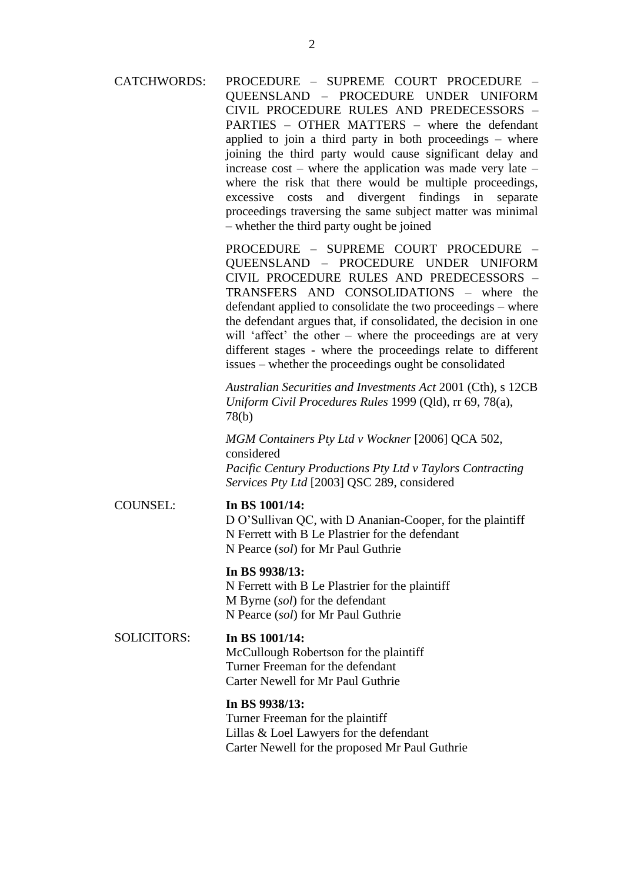CATCHWORDS: PROCEDURE – SUPREME COURT PROCEDURE – QUEENSLAND – PROCEDURE UNDER UNIFORM CIVIL PROCEDURE RULES AND PREDECESSORS – PARTIES – OTHER MATTERS – where the defendant applied to join a third party in both proceedings – where joining the third party would cause significant delay and increase cost – where the application was made very late – where the risk that there would be multiple proceedings, excessive costs and divergent findings in separate proceedings traversing the same subject matter was minimal – whether the third party ought be joined

PROCEDURE – SUPREME COURT PROCEDURE – QUEENSLAND – PROCEDURE UNDER UNIFORM CIVIL PROCEDURE RULES AND PREDECESSORS – TRANSFERS AND CONSOLIDATIONS – where the defendant applied to consolidate the two proceedings – where the defendant argues that, if consolidated, the decision in one will 'affect' the other – where the proceedings are at very different stages - where the proceedings relate to different issues – whether the proceedings ought be consolidated

*Australian Securities and Investments Act* 2001 (Cth), s 12CB
*Uniform Civil Procedures Rules* 1999 (Qld), rr 69, 78(a), 78(b)

*MGM Containers Pty Ltd v Wockner* [2006] QCA 502, considered
*Pacific Century Productions Pty Ltd v Taylors Contracting Services Pty Ltd* [2003] QSC 289, considered

COUNSEL:

**In BS 1001/14:**
D O'Sullivan QC, with D Ananian-Cooper, for the plaintiff
N Ferrett with B Le Plastrier for the defendant
N Pearce (*sol*) for Mr Paul Guthrie

**In BS 9938/13:**
N Ferrett with B Le Plastrier for the plaintiff
M Byrne (*sol*) for the defendant
N Pearce (*sol*) for Mr Paul Guthrie

SOLICITORS:

**In BS 1001/14:**
McCullough Robertson for the plaintiff
Turner Freeman for the defendant
Carter Newell for Mr Paul Guthrie

**In BS 9938/13:**
Turner Freeman for the plaintiff
Lillas & Loel Lawyers for the defendant
Carter Newell for the proposed Mr Paul Guthrie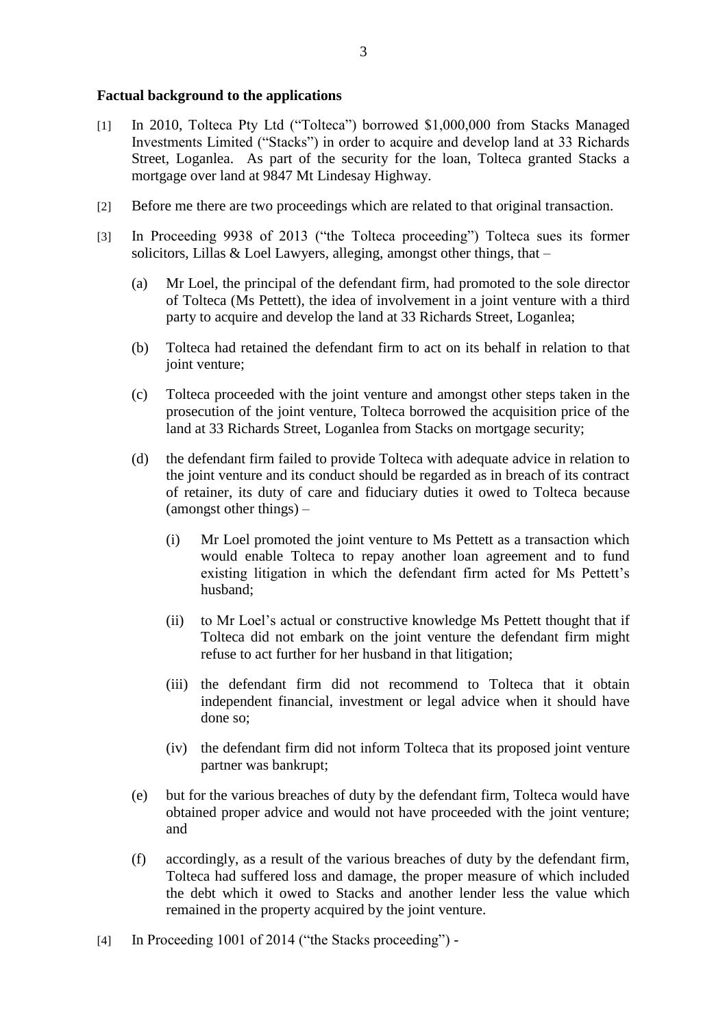**Factual background to the applications**

[1] In 2010, Tolteca Pty Ltd ("Tolteca") borrowed $1,000,000 from Stacks Managed Investments Limited ("Stacks") in order to acquire and develop land at 33 Richards Street, Loganlea. As part of the security for the loan, Tolteca granted Stacks a mortgage over land at 9847 Mt Lindesay Highway.

[2] Before me there are two proceedings which are related to that original transaction.

[3] In Proceeding 9938 of 2013 ("the Tolteca proceeding") Tolteca sues its former solicitors, Lillas & Loel Lawyers, alleging, amongst other things, that –

- (a) Mr Loel, the principal of the defendant firm, had promoted to the sole director of Tolteca (Ms Pettett), the idea of involvement in a joint venture with a third party to acquire and develop the land at 33 Richards Street, Loganlea;
- (b) Tolteca had retained the defendant firm to act on its behalf in relation to that joint venture;
- (c) Tolteca proceeded with the joint venture and amongst other steps taken in the prosecution of the joint venture, Tolteca borrowed the acquisition price of the land at 33 Richards Street, Loganlea from Stacks on mortgage security;
- (d) the defendant firm failed to provide Tolteca with adequate advice in relation to the joint venture and its conduct should be regarded as in breach of its contract of retainer, its duty of care and fiduciary duties it owed to Tolteca because (amongst other things) –
  - (i) Mr Loel promoted the joint venture to Ms Pettett as a transaction which would enable Tolteca to repay another loan agreement and to fund existing litigation in which the defendant firm acted for Ms Pettett's husband;
  - (ii) to Mr Loel's actual or constructive knowledge Ms Pettett thought that if Tolteca did not embark on the joint venture the defendant firm might refuse to act further for her husband in that litigation;
  - (iii) the defendant firm did not recommend to Tolteca that it obtain independent financial, investment or legal advice when it should have done so;
  - (iv) the defendant firm did not inform Tolteca that its proposed joint venture partner was bankrupt;
- (e) but for the various breaches of duty by the defendant firm, Tolteca would have obtained proper advice and would not have proceeded with the joint venture; and
- (f) accordingly, as a result of the various breaches of duty by the defendant firm, Tolteca had suffered loss and damage, the proper measure of which included the debt which it owed to Stacks and another lender less the value which remained in the property acquired by the joint venture.

[4] In Proceeding 1001 of 2014 ("the Stacks proceeding") -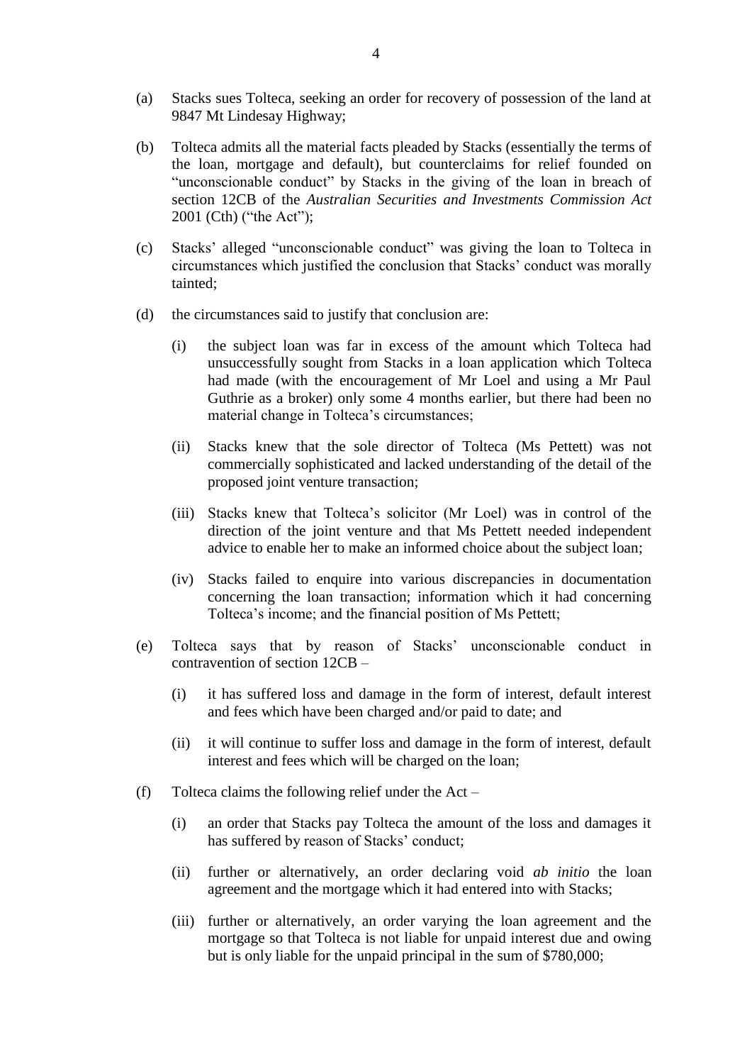(a) Stacks sues Tolteca, seeking an order for recovery of possession of the land at 9847 Mt Lindesay Highway;

(b) Tolteca admits all the material facts pleaded by Stacks (essentially the terms of the loan, mortgage and default), but counterclaims for relief founded on "unconscionable conduct" by Stacks in the giving of the loan in breach of section 12CB of the *Australian Securities and Investments Commission Act* 2001 (Cth) ("the Act");

(c) Stacks' alleged "unconscionable conduct" was giving the loan to Tolteca in circumstances which justified the conclusion that Stacks' conduct was morally tainted;

(d) the circumstances said to justify that conclusion are:

   (i) the subject loan was far in excess of the amount which Tolteca had unsuccessfully sought from Stacks in a loan application which Tolteca had made (with the encouragement of Mr Loel and using a Mr Paul Guthrie as a broker) only some 4 months earlier, but there had been no material change in Tolteca's circumstances;

   (ii) Stacks knew that the sole director of Tolteca (Ms Pettett) was not commercially sophisticated and lacked understanding of the detail of the proposed joint venture transaction;

   (iii) Stacks knew that Tolteca's solicitor (Mr Loel) was in control of the direction of the joint venture and that Ms Pettett needed independent advice to enable her to make an informed choice about the subject loan;

   (iv) Stacks failed to enquire into various discrepancies in documentation concerning the loan transaction; information which it had concerning Tolteca's income; and the financial position of Ms Pettett;

(e) Tolteca says that by reason of Stacks' unconscionable conduct in contravention of section 12CB –

   (i) it has suffered loss and damage in the form of interest, default interest and fees which have been charged and/or paid to date; and

   (ii) it will continue to suffer loss and damage in the form of interest, default interest and fees which will be charged on the loan;

(f) Tolteca claims the following relief under the Act –

   (i) an order that Stacks pay Tolteca the amount of the loss and damages it has suffered by reason of Stacks' conduct;

   (ii) further or alternatively, an order declaring void *ab initio* the loan agreement and the mortgage which it had entered into with Stacks;

   (iii) further or alternatively, an order varying the loan agreement and the mortgage so that Tolteca is not liable for unpaid interest due and owing but is only liable for the unpaid principal in the sum of $780,000;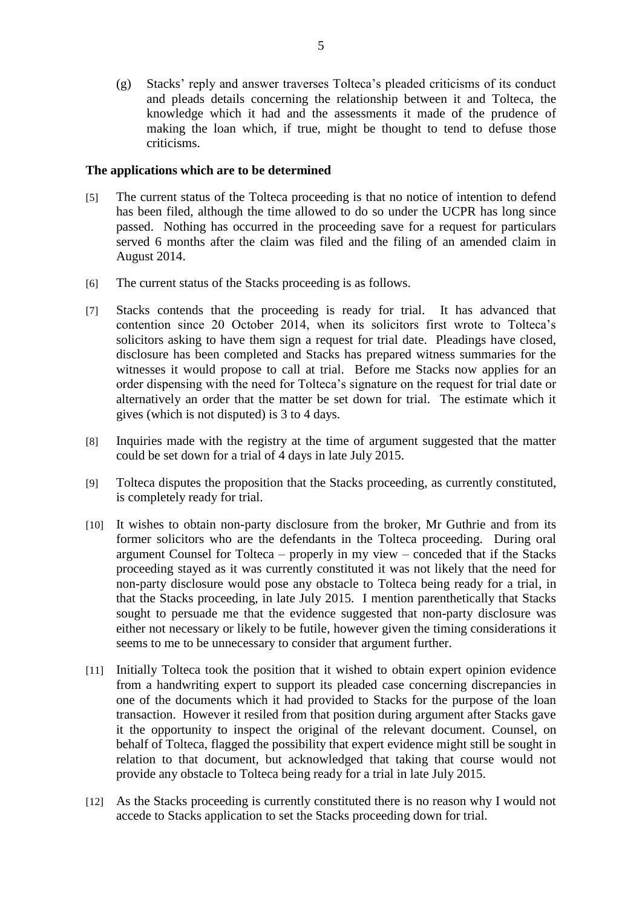(g) Stacks' reply and answer traverses Tolteca's pleaded criticisms of its conduct and pleads details concerning the relationship between it and Tolteca, the knowledge which it had and the assessments it made of the prudence of making the loan which, if true, might be thought to tend to defuse those criticisms.

**The applications which are to be determined**

[5] The current status of the Tolteca proceeding is that no notice of intention to defend has been filed, although the time allowed to do so under the UCPR has long since passed. Nothing has occurred in the proceeding save for a request for particulars served 6 months after the claim was filed and the filing of an amended claim in August 2014.

[6] The current status of the Stacks proceeding is as follows.

[7] Stacks contends that the proceeding is ready for trial. It has advanced that contention since 20 October 2014, when its solicitors first wrote to Tolteca's solicitors asking to have them sign a request for trial date. Pleadings have closed, disclosure has been completed and Stacks has prepared witness summaries for the witnesses it would propose to call at trial. Before me Stacks now applies for an order dispensing with the need for Tolteca's signature on the request for trial date or alternatively an order that the matter be set down for trial. The estimate which it gives (which is not disputed) is 3 to 4 days.

[8] Inquiries made with the registry at the time of argument suggested that the matter could be set down for a trial of 4 days in late July 2015.

[9] Tolteca disputes the proposition that the Stacks proceeding, as currently constituted, is completely ready for trial.

[10] It wishes to obtain non-party disclosure from the broker, Mr Guthrie and from its former solicitors who are the defendants in the Tolteca proceeding. During oral argument Counsel for Tolteca – properly in my view – conceded that if the Stacks proceeding stayed as it was currently constituted it was not likely that the need for non-party disclosure would pose any obstacle to Tolteca being ready for a trial, in that the Stacks proceeding, in late July 2015. I mention parenthetically that Stacks sought to persuade me that the evidence suggested that non-party disclosure was either not necessary or likely to be futile, however given the timing considerations it seems to me to be unnecessary to consider that argument further.

[11] Initially Tolteca took the position that it wished to obtain expert opinion evidence from a handwriting expert to support its pleaded case concerning discrepancies in one of the documents which it had provided to Stacks for the purpose of the loan transaction. However it resiled from that position during argument after Stacks gave it the opportunity to inspect the original of the relevant document. Counsel, on behalf of Tolteca, flagged the possibility that expert evidence might still be sought in relation to that document, but acknowledged that taking that course would not provide any obstacle to Tolteca being ready for a trial in late July 2015.

[12] As the Stacks proceeding is currently constituted there is no reason why I would not accede to Stacks application to set the Stacks proceeding down for trial.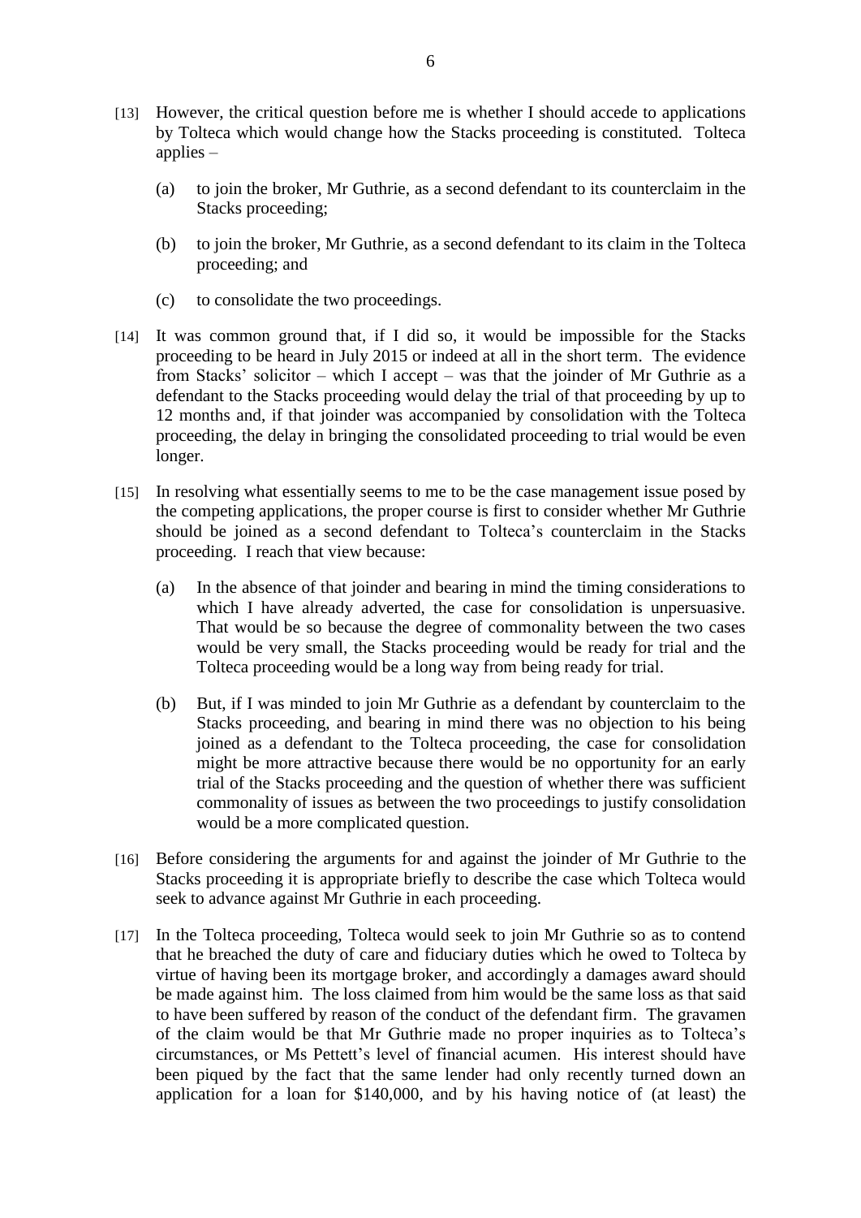[13] However, the critical question before me is whether I should accede to applications by Tolteca which would change how the Stacks proceeding is constituted. Tolteca applies –

(a) to join the broker, Mr Guthrie, as a second defendant to its counterclaim in the Stacks proceeding;

(b) to join the broker, Mr Guthrie, as a second defendant to its claim in the Tolteca proceeding; and

(c) to consolidate the two proceedings.

[14] It was common ground that, if I did so, it would be impossible for the Stacks proceeding to be heard in July 2015 or indeed at all in the short term. The evidence from Stacks' solicitor – which I accept – was that the joinder of Mr Guthrie as a defendant to the Stacks proceeding would delay the trial of that proceeding by up to 12 months and, if that joinder was accompanied by consolidation with the Tolteca proceeding, the delay in bringing the consolidated proceeding to trial would be even longer.

[15] In resolving what essentially seems to me to be the case management issue posed by the competing applications, the proper course is first to consider whether Mr Guthrie should be joined as a second defendant to Tolteca's counterclaim in the Stacks proceeding. I reach that view because:

(a) In the absence of that joinder and bearing in mind the timing considerations to which I have already adverted, the case for consolidation is unpersuasive. That would be so because the degree of commonality between the two cases would be very small, the Stacks proceeding would be ready for trial and the Tolteca proceeding would be a long way from being ready for trial.

(b) But, if I was minded to join Mr Guthrie as a defendant by counterclaim to the Stacks proceeding, and bearing in mind there was no objection to his being joined as a defendant to the Tolteca proceeding, the case for consolidation might be more attractive because there would be no opportunity for an early trial of the Stacks proceeding and the question of whether there was sufficient commonality of issues as between the two proceedings to justify consolidation would be a more complicated question.

[16] Before considering the arguments for and against the joinder of Mr Guthrie to the Stacks proceeding it is appropriate briefly to describe the case which Tolteca would seek to advance against Mr Guthrie in each proceeding.

[17] In the Tolteca proceeding, Tolteca would seek to join Mr Guthrie so as to contend that he breached the duty of care and fiduciary duties which he owed to Tolteca by virtue of having been its mortgage broker, and accordingly a damages award should be made against him. The loss claimed from him would be the same loss as that said to have been suffered by reason of the conduct of the defendant firm. The gravamen of the claim would be that Mr Guthrie made no proper inquiries as to Tolteca's circumstances, or Ms Pettett's level of financial acumen. His interest should have been piqued by the fact that the same lender had only recently turned down an application for a loan for $140,000, and by his having notice of (at least) the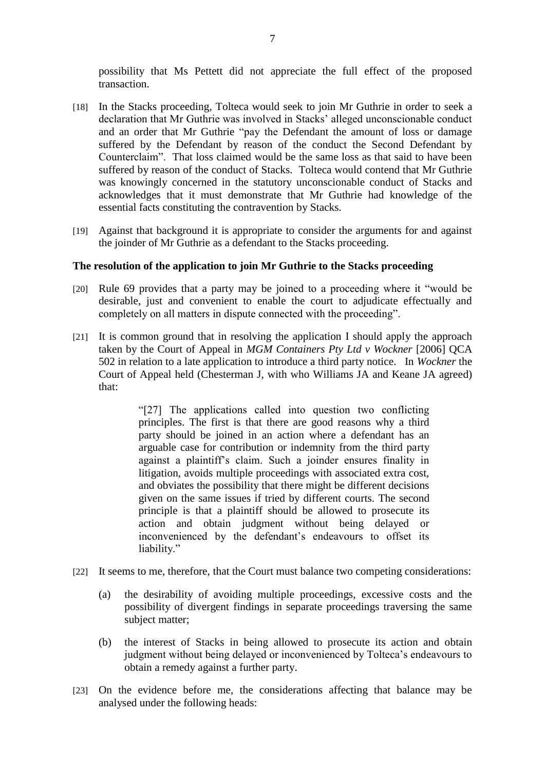possibility that Ms Pettett did not appreciate the full effect of the proposed transaction.

[18] In the Stacks proceeding, Tolteca would seek to join Mr Guthrie in order to seek a declaration that Mr Guthrie was involved in Stacks' alleged unconscionable conduct and an order that Mr Guthrie "pay the Defendant the amount of loss or damage suffered by the Defendant by reason of the conduct the Second Defendant by Counterclaim". That loss claimed would be the same loss as that said to have been suffered by reason of the conduct of Stacks. Tolteca would contend that Mr Guthrie was knowingly concerned in the statutory unconscionable conduct of Stacks and acknowledges that it must demonstrate that Mr Guthrie had knowledge of the essential facts constituting the contravention by Stacks.

[19] Against that background it is appropriate to consider the arguments for and against the joinder of Mr Guthrie as a defendant to the Stacks proceeding.

### The resolution of the application to join Mr Guthrie to the Stacks proceeding

[20] Rule 69 provides that a party may be joined to a proceeding where it "would be desirable, just and convenient to enable the court to adjudicate effectually and completely on all matters in dispute connected with the proceeding".

[21] It is common ground that in resolving the application I should apply the approach taken by the Court of Appeal in *MGM Containers Pty Ltd v Wockner* [2006] QCA 502 in relation to a late application to introduce a third party notice. In *Wockner* the Court of Appeal held (Chesterman J, with who Williams JA and Keane JA agreed) that:

> "[27] The applications called into question two conflicting principles. The first is that there are good reasons why a third party should be joined in an action where a defendant has an arguable case for contribution or indemnity from the third party against a plaintiff's claim. Such a joinder ensures finality in litigation, avoids multiple proceedings with associated extra cost, and obviates the possibility that there might be different decisions given on the same issues if tried by different courts. The second principle is that a plaintiff should be allowed to prosecute its action and obtain judgment without being delayed or inconvenienced by the defendant's endeavours to offset its liability."

[22] It seems to me, therefore, that the Court must balance two competing considerations:

(a) the desirability of avoiding multiple proceedings, excessive costs and the possibility of divergent findings in separate proceedings traversing the same subject matter;

(b) the interest of Stacks in being allowed to prosecute its action and obtain judgment without being delayed or inconvenienced by Tolteca's endeavours to obtain a remedy against a further party.

[23] On the evidence before me, the considerations affecting that balance may be analysed under the following heads: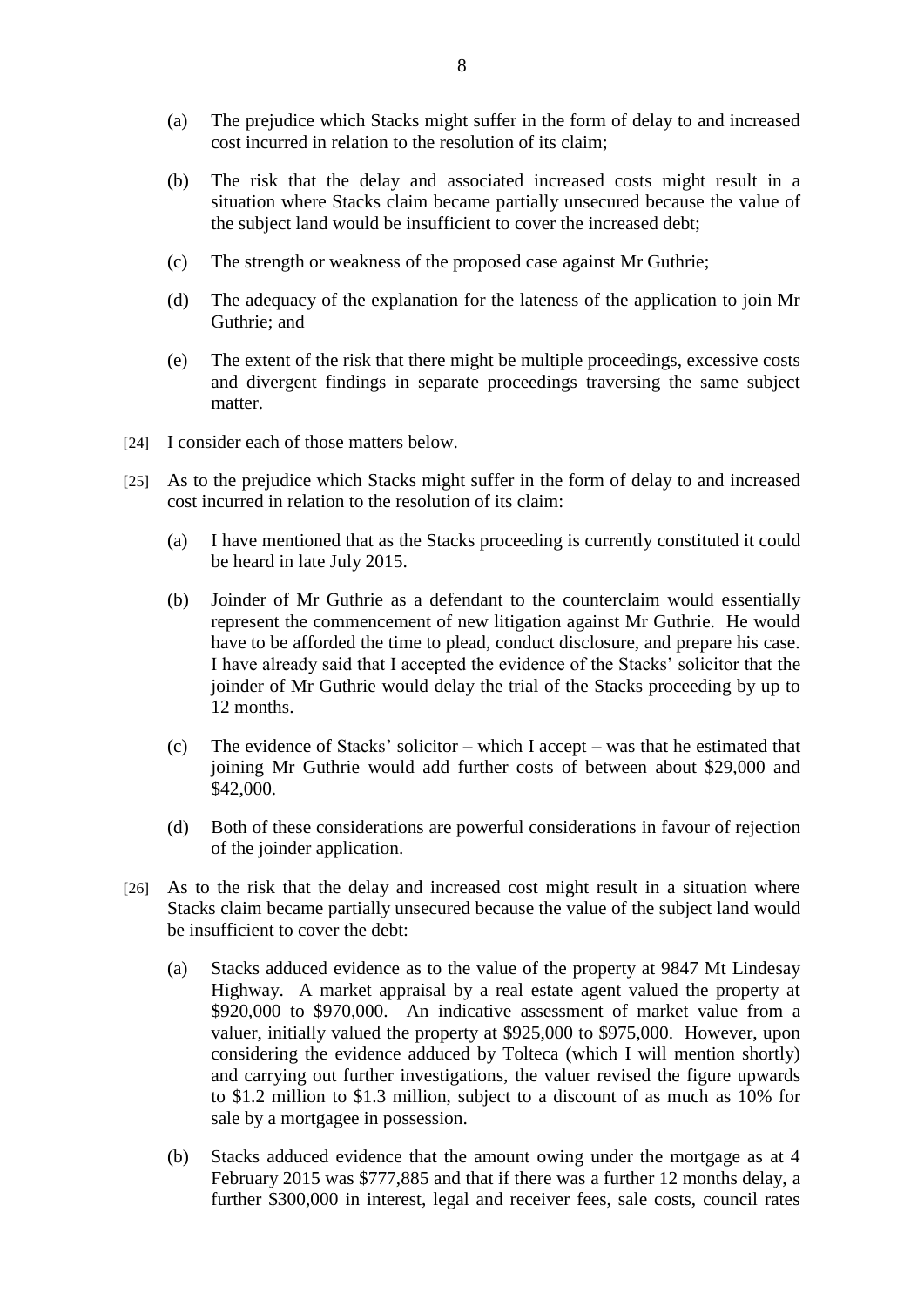(a) The prejudice which Stacks might suffer in the form of delay to and increased cost incurred in relation to the resolution of its claim;

(b) The risk that the delay and associated increased costs might result in a situation where Stacks claim became partially unsecured because the value of the subject land would be insufficient to cover the increased debt;

(c) The strength or weakness of the proposed case against Mr Guthrie;

(d) The adequacy of the explanation for the lateness of the application to join Mr Guthrie; and

(e) The extent of the risk that there might be multiple proceedings, excessive costs and divergent findings in separate proceedings traversing the same subject matter.

[24] I consider each of those matters below.

[25] As to the prejudice which Stacks might suffer in the form of delay to and increased cost incurred in relation to the resolution of its claim:

(a) I have mentioned that as the Stacks proceeding is currently constituted it could be heard in late July 2015.

(b) Joinder of Mr Guthrie as a defendant to the counterclaim would essentially represent the commencement of new litigation against Mr Guthrie. He would have to be afforded the time to plead, conduct disclosure, and prepare his case. I have already said that I accepted the evidence of the Stacks' solicitor that the joinder of Mr Guthrie would delay the trial of the Stacks proceeding by up to 12 months.

(c) The evidence of Stacks' solicitor – which I accept – was that he estimated that joining Mr Guthrie would add further costs of between about $29,000 and $42,000.

(d) Both of these considerations are powerful considerations in favour of rejection of the joinder application.

[26] As to the risk that the delay and increased cost might result in a situation where Stacks claim became partially unsecured because the value of the subject land would be insufficient to cover the debt:

(a) Stacks adduced evidence as to the value of the property at 9847 Mt Lindesay Highway. A market appraisal by a real estate agent valued the property at $920,000 to $970,000. An indicative assessment of market value from a valuer, initially valued the property at $925,000 to $975,000. However, upon considering the evidence adduced by Tolteca (which I will mention shortly) and carrying out further investigations, the valuer revised the figure upwards to $1.2 million to $1.3 million, subject to a discount of as much as 10% for sale by a mortgagee in possession.

(b) Stacks adduced evidence that the amount owing under the mortgage as at 4 February 2015 was $777,885 and that if there was a further 12 months delay, a further $300,000 in interest, legal and receiver fees, sale costs, council rates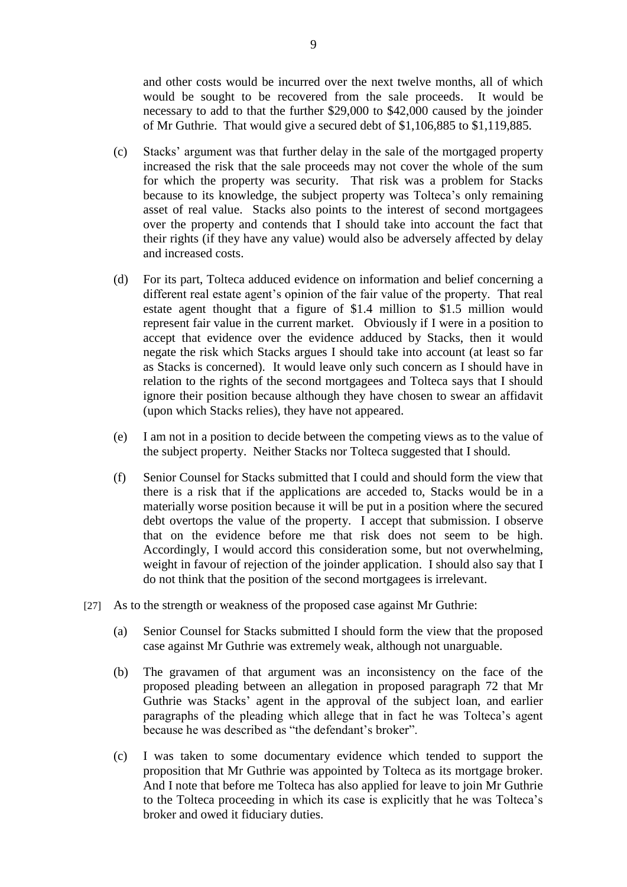and other costs would be incurred over the next twelve months, all of which would be sought to be recovered from the sale proceeds. It would be necessary to add to that the further \$29,000 to \$42,000 caused by the joinder of Mr Guthrie. That would give a secured debt of \$1,106,885 to \$1,119,885.

(c) Stacks' argument was that further delay in the sale of the mortgaged property increased the risk that the sale proceeds may not cover the whole of the sum for which the property was security. That risk was a problem for Stacks because to its knowledge, the subject property was Tolteca's only remaining asset of real value. Stacks also points to the interest of second mortgagees over the property and contends that I should take into account the fact that their rights (if they have any value) would also be adversely affected by delay and increased costs.

(d) For its part, Tolteca adduced evidence on information and belief concerning a different real estate agent's opinion of the fair value of the property. That real estate agent thought that a figure of \$1.4 million to \$1.5 million would represent fair value in the current market. Obviously if I were in a position to accept that evidence over the evidence adduced by Stacks, then it would negate the risk which Stacks argues I should take into account (at least so far as Stacks is concerned). It would leave only such concern as I should have in relation to the rights of the second mortgagees and Tolteca says that I should ignore their position because although they have chosen to swear an affidavit (upon which Stacks relies), they have not appeared.

(e) I am not in a position to decide between the competing views as to the value of the subject property. Neither Stacks nor Tolteca suggested that I should.

(f) Senior Counsel for Stacks submitted that I could and should form the view that there is a risk that if the applications are acceded to, Stacks would be in a materially worse position because it will be put in a position where the secured debt overtops the value of the property. I accept that submission. I observe that on the evidence before me that risk does not seem to be high. Accordingly, I would accord this consideration some, but not overwhelming, weight in favour of rejection of the joinder application. I should also say that I do not think that the position of the second mortgagees is irrelevant.

[27] As to the strength or weakness of the proposed case against Mr Guthrie:

(a) Senior Counsel for Stacks submitted I should form the view that the proposed case against Mr Guthrie was extremely weak, although not unarguable.

(b) The gravamen of that argument was an inconsistency on the face of the proposed pleading between an allegation in proposed paragraph 72 that Mr Guthrie was Stacks' agent in the approval of the subject loan, and earlier paragraphs of the pleading which allege that in fact he was Tolteca's agent because he was described as "the defendant's broker".

(c) I was taken to some documentary evidence which tended to support the proposition that Mr Guthrie was appointed by Tolteca as its mortgage broker. And I note that before me Tolteca has also applied for leave to join Mr Guthrie to the Tolteca proceeding in which its case is explicitly that he was Tolteca's broker and owed it fiduciary duties.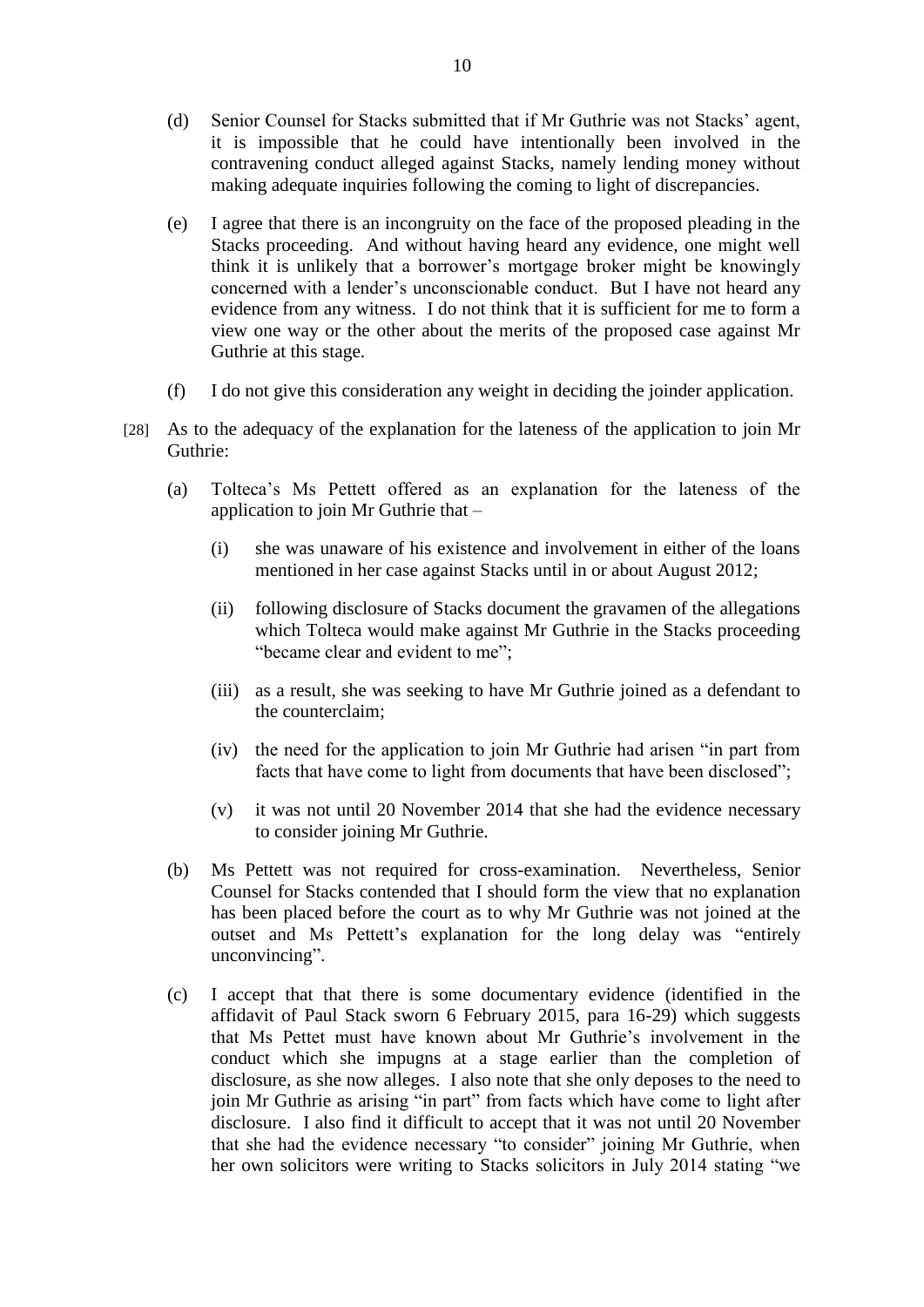(d) Senior Counsel for Stacks submitted that if Mr Guthrie was not Stacks' agent, it is impossible that he could have intentionally been involved in the contravening conduct alleged against Stacks, namely lending money without making adequate inquiries following the coming to light of discrepancies.

(e) I agree that there is an incongruity on the face of the proposed pleading in the Stacks proceeding. And without having heard any evidence, one might well think it is unlikely that a borrower's mortgage broker might be knowingly concerned with a lender's unconscionable conduct. But I have not heard any evidence from any witness. I do not think that it is sufficient for me to form a view one way or the other about the merits of the proposed case against Mr Guthrie at this stage.

(f) I do not give this consideration any weight in deciding the joinder application.

[28] As to the adequacy of the explanation for the lateness of the application to join Mr Guthrie:

(a) Tolteca's Ms Pettett offered as an explanation for the lateness of the application to join Mr Guthrie that –

   (i) she was unaware of his existence and involvement in either of the loans mentioned in her case against Stacks until in or about August 2012;

   (ii) following disclosure of Stacks document the gravamen of the allegations which Tolteca would make against Mr Guthrie in the Stacks proceeding "became clear and evident to me";

   (iii) as a result, she was seeking to have Mr Guthrie joined as a defendant to the counterclaim;

   (iv) the need for the application to join Mr Guthrie had arisen "in part from facts that have come to light from documents that have been disclosed";

   (v) it was not until 20 November 2014 that she had the evidence necessary to consider joining Mr Guthrie.

(b) Ms Pettett was not required for cross-examination. Nevertheless, Senior Counsel for Stacks contended that I should form the view that no explanation has been placed before the court as to why Mr Guthrie was not joined at the outset and Ms Pettett's explanation for the long delay was "entirely unconvincing".

(c) I accept that that there is some documentary evidence (identified in the affidavit of Paul Stack sworn 6 February 2015, para 16-29) which suggests that Ms Pettet must have known about Mr Guthrie's involvement in the conduct which she impugns at a stage earlier than the completion of disclosure, as she now alleges. I also note that she only deposes to the need to join Mr Guthrie as arising "in part" from facts which have come to light after disclosure. I also find it difficult to accept that it was not until 20 November that she had the evidence necessary "to consider" joining Mr Guthrie, when her own solicitors were writing to Stacks solicitors in July 2014 stating "we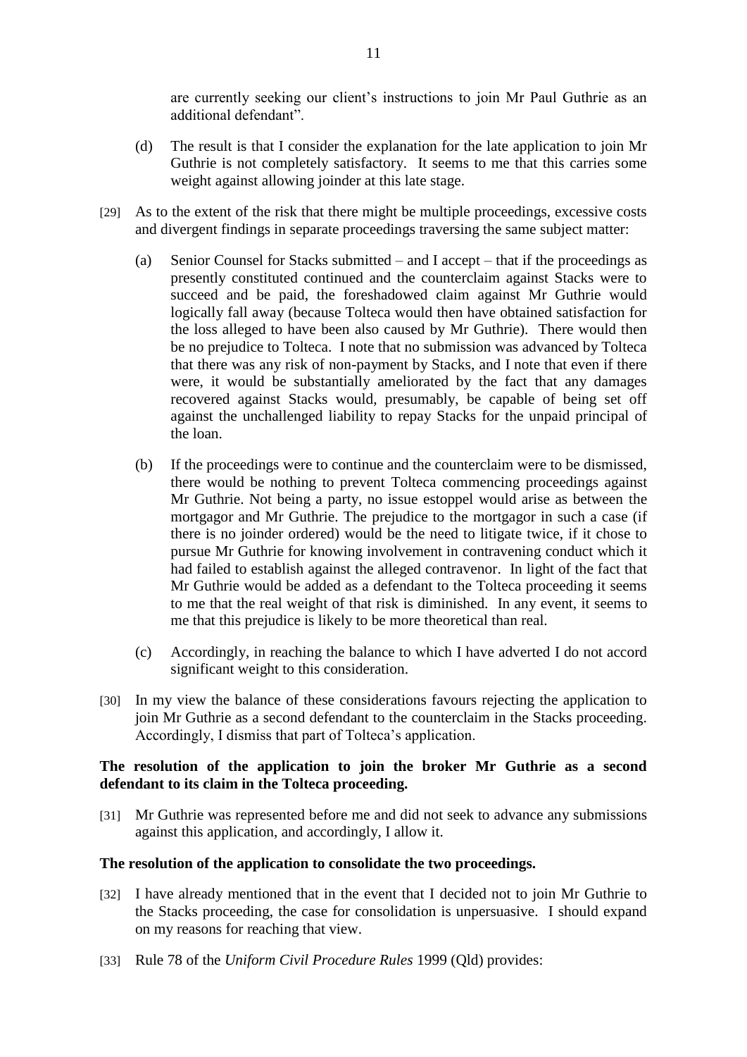are currently seeking our client's instructions to join Mr Paul Guthrie as an additional defendant".

(d) The result is that I consider the explanation for the late application to join Mr Guthrie is not completely satisfactory. It seems to me that this carries some weight against allowing joinder at this late stage.

[29] As to the extent of the risk that there might be multiple proceedings, excessive costs and divergent findings in separate proceedings traversing the same subject matter:

(a) Senior Counsel for Stacks submitted – and I accept – that if the proceedings as presently constituted continued and the counterclaim against Stacks were to succeed and be paid, the foreshadowed claim against Mr Guthrie would logically fall away (because Tolteca would then have obtained satisfaction for the loss alleged to have been also caused by Mr Guthrie). There would then be no prejudice to Tolteca. I note that no submission was advanced by Tolteca that there was any risk of non-payment by Stacks, and I note that even if there were, it would be substantially ameliorated by the fact that any damages recovered against Stacks would, presumably, be capable of being set off against the unchallenged liability to repay Stacks for the unpaid principal of the loan.

(b) If the proceedings were to continue and the counterclaim were to be dismissed, there would be nothing to prevent Tolteca commencing proceedings against Mr Guthrie. Not being a party, no issue estoppel would arise as between the mortgagor and Mr Guthrie. The prejudice to the mortgagor in such a case (if there is no joinder ordered) would be the need to litigate twice, if it chose to pursue Mr Guthrie for knowing involvement in contravening conduct which it had failed to establish against the alleged contravenor. In light of the fact that Mr Guthrie would be added as a defendant to the Tolteca proceeding it seems to me that the real weight of that risk is diminished. In any event, it seems to me that this prejudice is likely to be more theoretical than real.

(c) Accordingly, in reaching the balance to which I have adverted I do not accord significant weight to this consideration.

[30] In my view the balance of these considerations favours rejecting the application to join Mr Guthrie as a second defendant to the counterclaim in the Stacks proceeding. Accordingly, I dismiss that part of Tolteca's application.

## The resolution of the application to join the broker Mr Guthrie as a second defendant to its claim in the Tolteca proceeding.

[31] Mr Guthrie was represented before me and did not seek to advance any submissions against this application, and accordingly, I allow it.

## The resolution of the application to consolidate the two proceedings.

[32] I have already mentioned that in the event that I decided not to join Mr Guthrie to the Stacks proceeding, the case for consolidation is unpersuasive. I should expand on my reasons for reaching that view.

[33] Rule 78 of the *Uniform Civil Procedure Rules* 1999 (Qld) provides: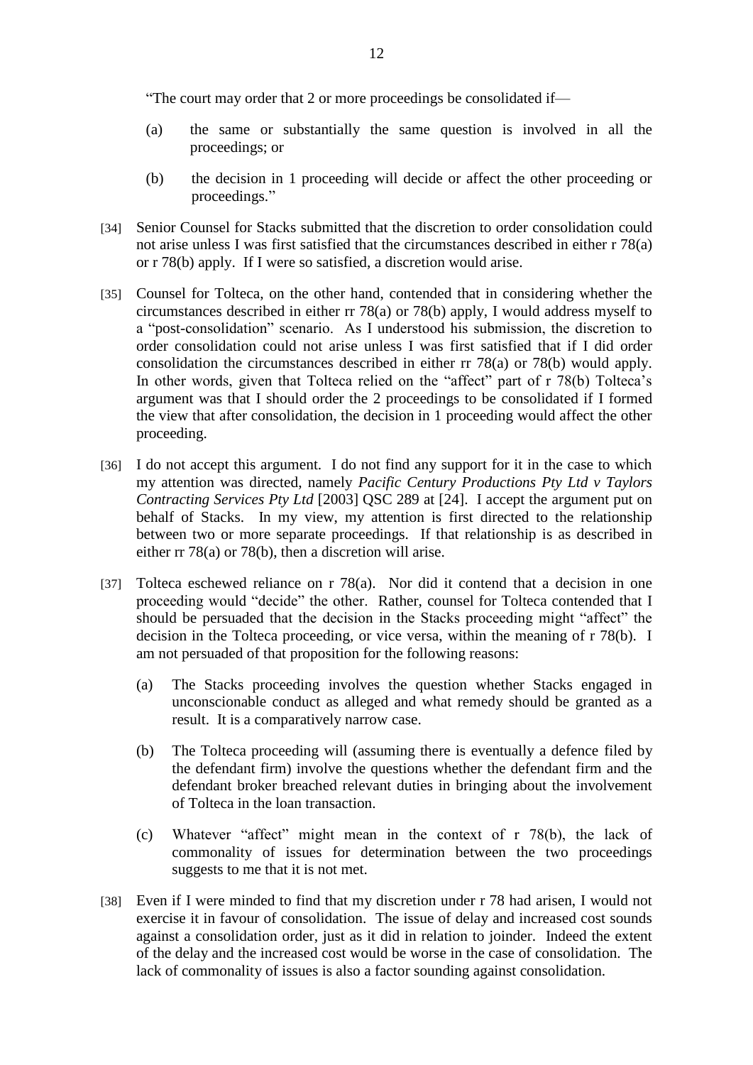"The court may order that 2 or more proceedings be consolidated if—

(a) the same or substantially the same question is involved in all the proceedings; or

(b) the decision in 1 proceeding will decide or affect the other proceeding or proceedings."

[34] Senior Counsel for Stacks submitted that the discretion to order consolidation could not arise unless I was first satisfied that the circumstances described in either r 78(a) or r 78(b) apply. If I were so satisfied, a discretion would arise.

[35] Counsel for Tolteca, on the other hand, contended that in considering whether the circumstances described in either rr 78(a) or 78(b) apply, I would address myself to a "post-consolidation" scenario. As I understood his submission, the discretion to order consolidation could not arise unless I was first satisfied that if I did order consolidation the circumstances described in either rr 78(a) or 78(b) would apply. In other words, given that Tolteca relied on the "affect" part of r 78(b) Tolteca's argument was that I should order the 2 proceedings to be consolidated if I formed the view that after consolidation, the decision in 1 proceeding would affect the other proceeding.

[36] I do not accept this argument. I do not find any support for it in the case to which my attention was directed, namely *Pacific Century Productions Pty Ltd v Taylors Contracting Services Pty Ltd* [2003] QSC 289 at [24]. I accept the argument put on behalf of Stacks. In my view, my attention is first directed to the relationship between two or more separate proceedings. If that relationship is as described in either rr 78(a) or 78(b), then a discretion will arise.

[37] Tolteca eschewed reliance on r 78(a). Nor did it contend that a decision in one proceeding would "decide" the other. Rather, counsel for Tolteca contended that I should be persuaded that the decision in the Stacks proceeding might "affect" the decision in the Tolteca proceeding, or vice versa, within the meaning of r 78(b). I am not persuaded of that proposition for the following reasons:

(a) The Stacks proceeding involves the question whether Stacks engaged in unconscionable conduct as alleged and what remedy should be granted as a result. It is a comparatively narrow case.

(b) The Tolteca proceeding will (assuming there is eventually a defence filed by the defendant firm) involve the questions whether the defendant firm and the defendant broker breached relevant duties in bringing about the involvement of Tolteca in the loan transaction.

(c) Whatever "affect" might mean in the context of r 78(b), the lack of commonality of issues for determination between the two proceedings suggests to me that it is not met.

[38] Even if I were minded to find that my discretion under r 78 had arisen, I would not exercise it in favour of consolidation. The issue of delay and increased cost sounds against a consolidation order, just as it did in relation to joinder. Indeed the extent of the delay and the increased cost would be worse in the case of consolidation. The lack of commonality of issues is also a factor sounding against consolidation.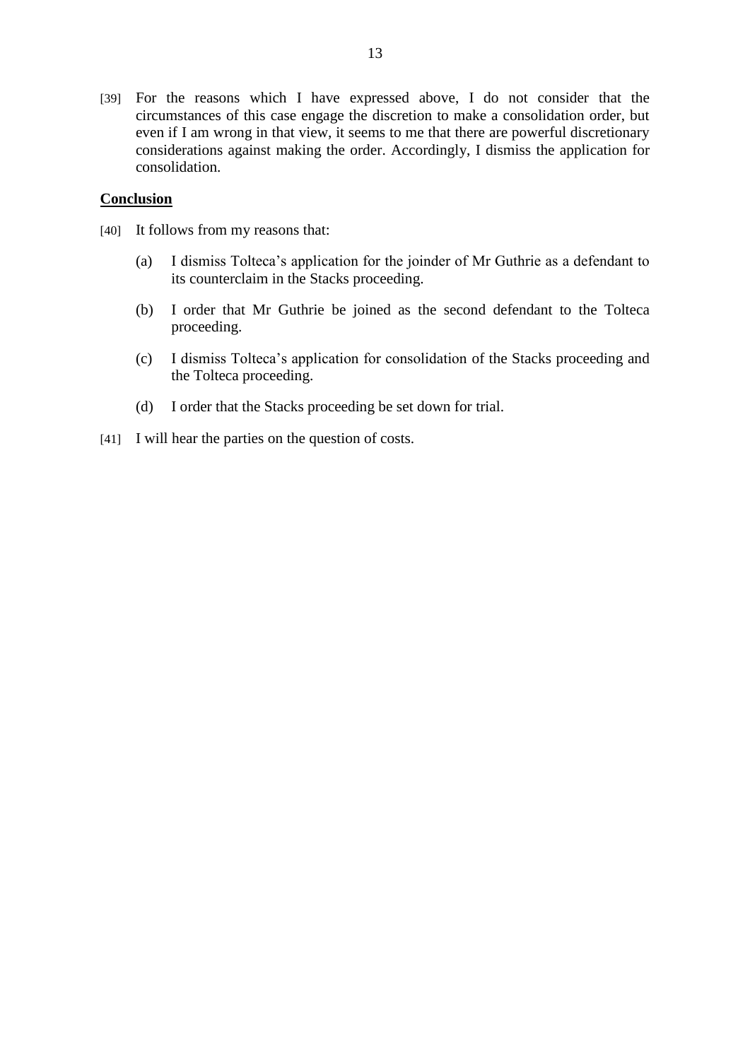[39] For the reasons which I have expressed above, I do not consider that the circumstances of this case engage the discretion to make a consolidation order, but even if I am wrong in that view, it seems to me that there are powerful discretionary considerations against making the order. Accordingly, I dismiss the application for consolidation.

## Conclusion

[40] It follows from my reasons that:

(a) I dismiss Tolteca's application for the joinder of Mr Guthrie as a defendant to its counterclaim in the Stacks proceeding.

(b) I order that Mr Guthrie be joined as the second defendant to the Tolteca proceeding.

(c) I dismiss Tolteca's application for consolidation of the Stacks proceeding and the Tolteca proceeding.

(d) I order that the Stacks proceeding be set down for trial.

[41] I will hear the parties on the question of costs.